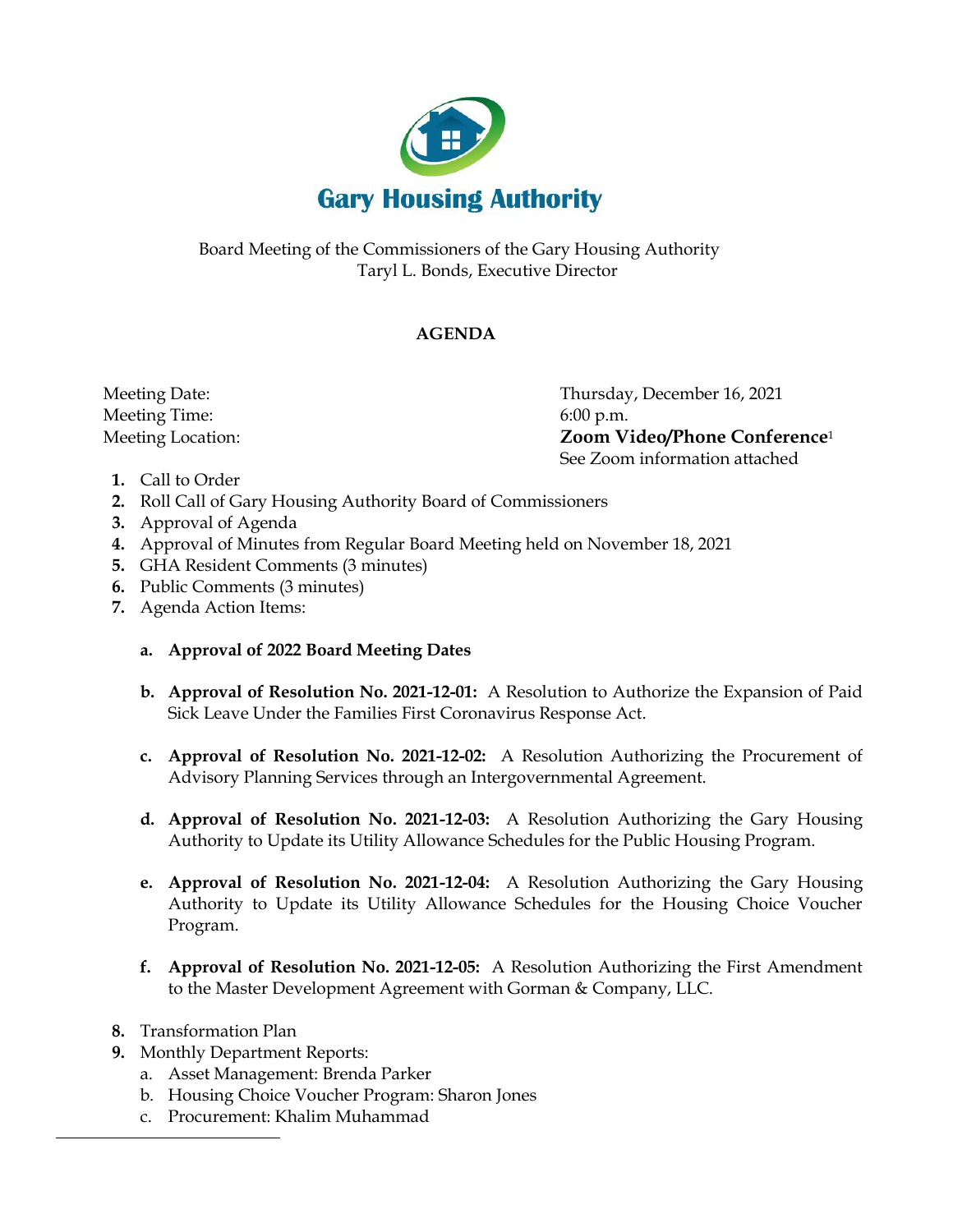# Gary Housing Authority

Board Meeting of the Commissioners of the Gary Housing Authority
Taryl L. Bonds, Executive Director

## AGENDA

| | |
|---|---|
| Meeting Date: | Thursday, December 16, 2021 |
| Meeting Time: | 6:00 p.m. |
| Meeting Location: | **Zoom Video/Phone Conference**[1] |
| | See Zoom information attached |

1. Call to Order
2. Roll Call of Gary Housing Authority Board of Commissioners
3. Approval of Agenda
4. Approval of Minutes from Regular Board Meeting held on November 18, 2021
5. GHA Resident Comments (3 minutes)
6. Public Comments (3 minutes)
7. Agenda Action Items:

   a. **Approval of 2022 Board Meeting Dates**

   b. **Approval of Resolution No. 2021-12-01:** A Resolution to Authorize the Expansion of Paid Sick Leave Under the Families First Coronavirus Response Act.

   c. **Approval of Resolution No. 2021-12-02:** A Resolution Authorizing the Procurement of Advisory Planning Services through an Intergovernmental Agreement.

   d. **Approval of Resolution No. 2021-12-03:** A Resolution Authorizing the Gary Housing Authority to Update its Utility Allowance Schedules for the Public Housing Program.

   e. **Approval of Resolution No. 2021-12-04:** A Resolution Authorizing the Gary Housing Authority to Update its Utility Allowance Schedules for the Housing Choice Voucher Program.

   f. **Approval of Resolution No. 2021-12-05:** A Resolution Authorizing the First Amendment to the Master Development Agreement with Gorman & Company, LLC.

8. Transformation Plan
9. Monthly Department Reports:
   a. Asset Management: Brenda Parker
   b. Housing Choice Voucher Program: Sharon Jones
   c. Procurement: Khalim Muhammad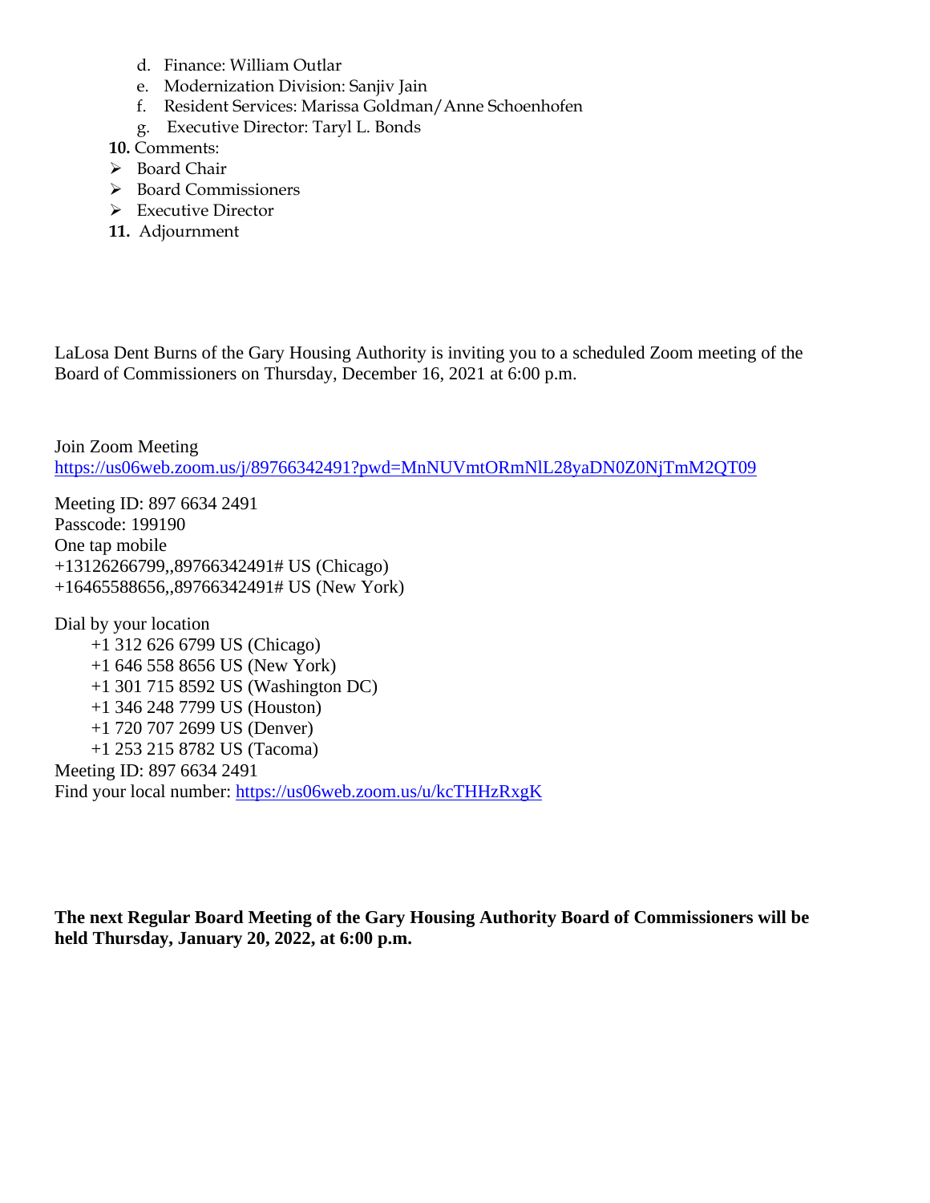d. Finance: William Outlar
   e. Modernization Division: Sanjiv Jain
   f. Resident Services: Marissa Goldman/Anne Schoenhofen
   g. Executive Director: Taryl L. Bonds

**10.** Comments:

- Board Chair
- Board Commissioners
- Executive Director

**11.** Adjournment

LaLosa Dent Burns of the Gary Housing Authority is inviting you to a scheduled Zoom meeting of the Board of Commissioners on Thursday, December 16, 2021 at 6:00 p.m.

Join Zoom Meeting
https://us06web.zoom.us/j/89766342491?pwd=MnNUVmtORmNlL28yaDN0Z0NjTmM2QT09

Meeting ID: 897 6634 2491
Passcode: 199190
One tap mobile
+13126266799,,89766342491# US (Chicago)
+16465588656,,89766342491# US (New York)

Dial by your location
+1 312 626 6799 US (Chicago)
+1 646 558 8656 US (New York)
+1 301 715 8592 US (Washington DC)
+1 346 248 7799 US (Houston)
+1 720 707 2699 US (Denver)
+1 253 215 8782 US (Tacoma)
Meeting ID: 897 6634 2491
Find your local number: https://us06web.zoom.us/u/kcTHHzRxgK

**The next Regular Board Meeting of the Gary Housing Authority Board of Commissioners will be held Thursday, January 20, 2022, at 6:00 p.m.**